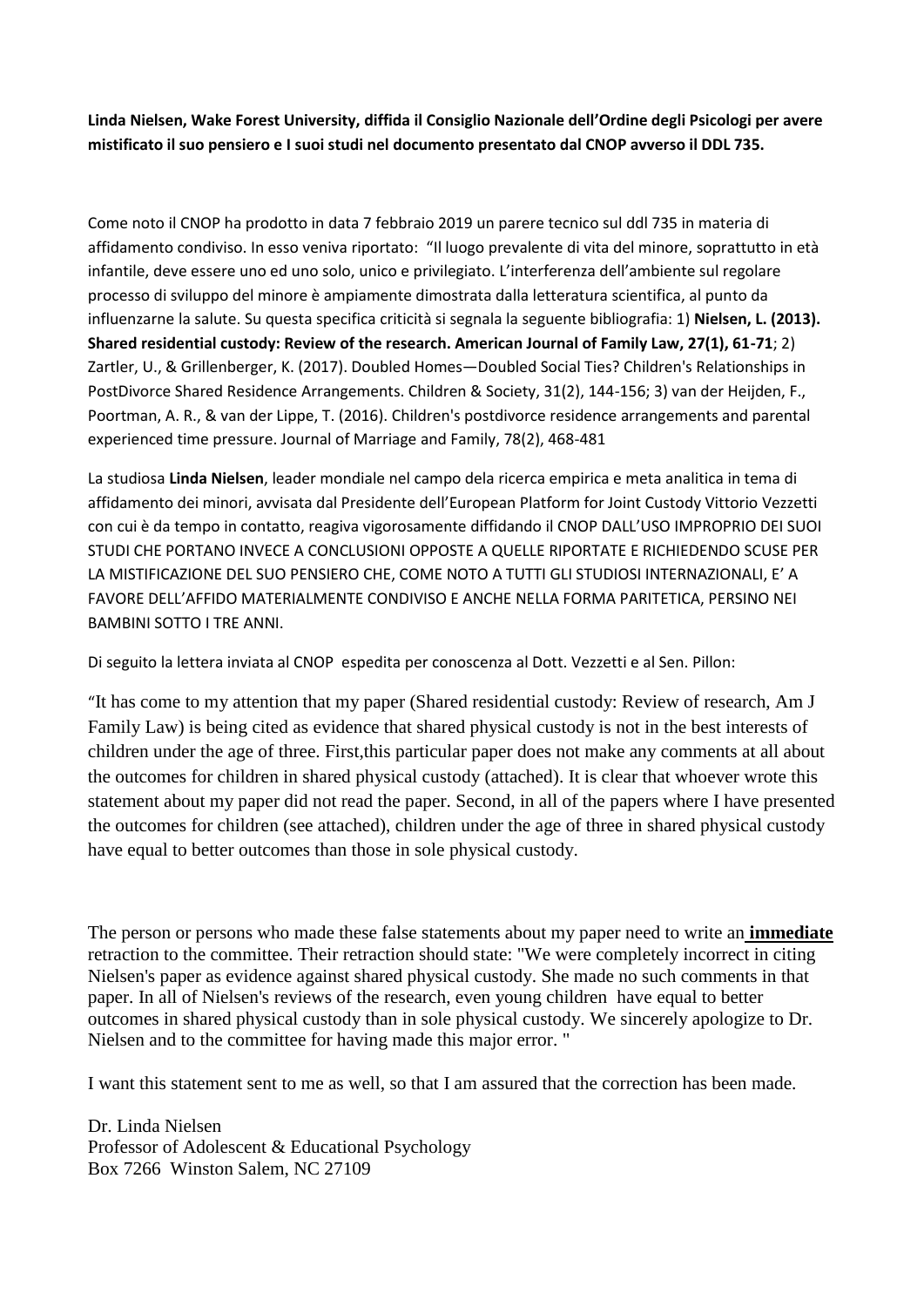**Linda Nielsen, Wake Forest University, diffida il Consiglio Nazionale dell'Ordine degli Psicologi per avere mistificato il suo pensiero e I suoi studi nel documento presentato dal CNOP avverso il DDL 735.**

Come noto il CNOP ha prodotto in data 7 febbraio 2019 un parere tecnico sul ddl 735 in materia di affidamento condiviso. In esso veniva riportato: "Il luogo prevalente di vita del minore, soprattutto in età infantile, deve essere uno ed uno solo, unico e privilegiato. L'interferenza dell'ambiente sul regolare processo di sviluppo del minore è ampiamente dimostrata dalla letteratura scientifica, al punto da influenzarne la salute. Su questa specifica criticità si segnala la seguente bibliografia: 1) **Nielsen, L. (2013). Shared residential custody: Review of the research. American Journal of Family Law, 27(1), 61-71**; 2) Zartler, U., & Grillenberger, K. (2017). Doubled Homes—Doubled Social Ties? Children's Relationships in PostDivorce Shared Residence Arrangements. Children & Society, 31(2), 144-156; 3) van der Heijden, F., Poortman, A. R., & van der Lippe, T. (2016). Children's postdivorce residence arrangements and parental experienced time pressure. Journal of Marriage and Family, 78(2), 468-481

La studiosa **Linda Nielsen**, leader mondiale nel campo dela ricerca empirica e meta analitica in tema di affidamento dei minori, avvisata dal Presidente dell'European Platform for Joint Custody Vittorio Vezzetti con cui è da tempo in contatto, reagiva vigorosamente diffidando il CNOP DALL'USO IMPROPRIO DEI SUOI STUDI CHE PORTANO INVECE A CONCLUSIONI OPPOSTE A QUELLE RIPORTATE E RICHIEDENDO SCUSE PER LA MISTIFICAZIONE DEL SUO PENSIERO CHE, COME NOTO A TUTTI GLI STUDIOSI INTERNAZIONALI, E' A FAVORE DELL'AFFIDO MATERIALMENTE CONDIVISO E ANCHE NELLA FORMA PARITETICA, PERSINO NEI BAMBINI SOTTO I TRE ANNI.

Di seguito la lettera inviata al CNOP espedita per conoscenza al Dott. Vezzetti e al Sen. Pillon:

"It has come to my attention that my paper (Shared residential custody: Review of research, Am J Family Law) is being cited as evidence that shared physical custody is not in the best interests of children under the age of three. First,this particular paper does not make any comments at all about the outcomes for children in shared physical custody (attached). It is clear that whoever wrote this statement about my paper did not read the paper. Second, in all of the papers where I have presented the outcomes for children (see attached), children under the age of three in shared physical custody have equal to better outcomes than those in sole physical custody.

The person or persons who made these false statements about my paper need to write an **immediate** retraction to the committee. Their retraction should state: "We were completely incorrect in citing Nielsen's paper as evidence against shared physical custody. She made no such comments in that paper. In all of Nielsen's reviews of the research, even young children have equal to better outcomes in shared physical custody than in sole physical custody. We sincerely apologize to Dr. Nielsen and to the committee for having made this major error. "

I want this statement sent to me as well, so that I am assured that the correction has been made.

Dr. Linda Nielsen
Professor of Adolescent & Educational Psychology
Box 7266 Winston Salem, NC 27109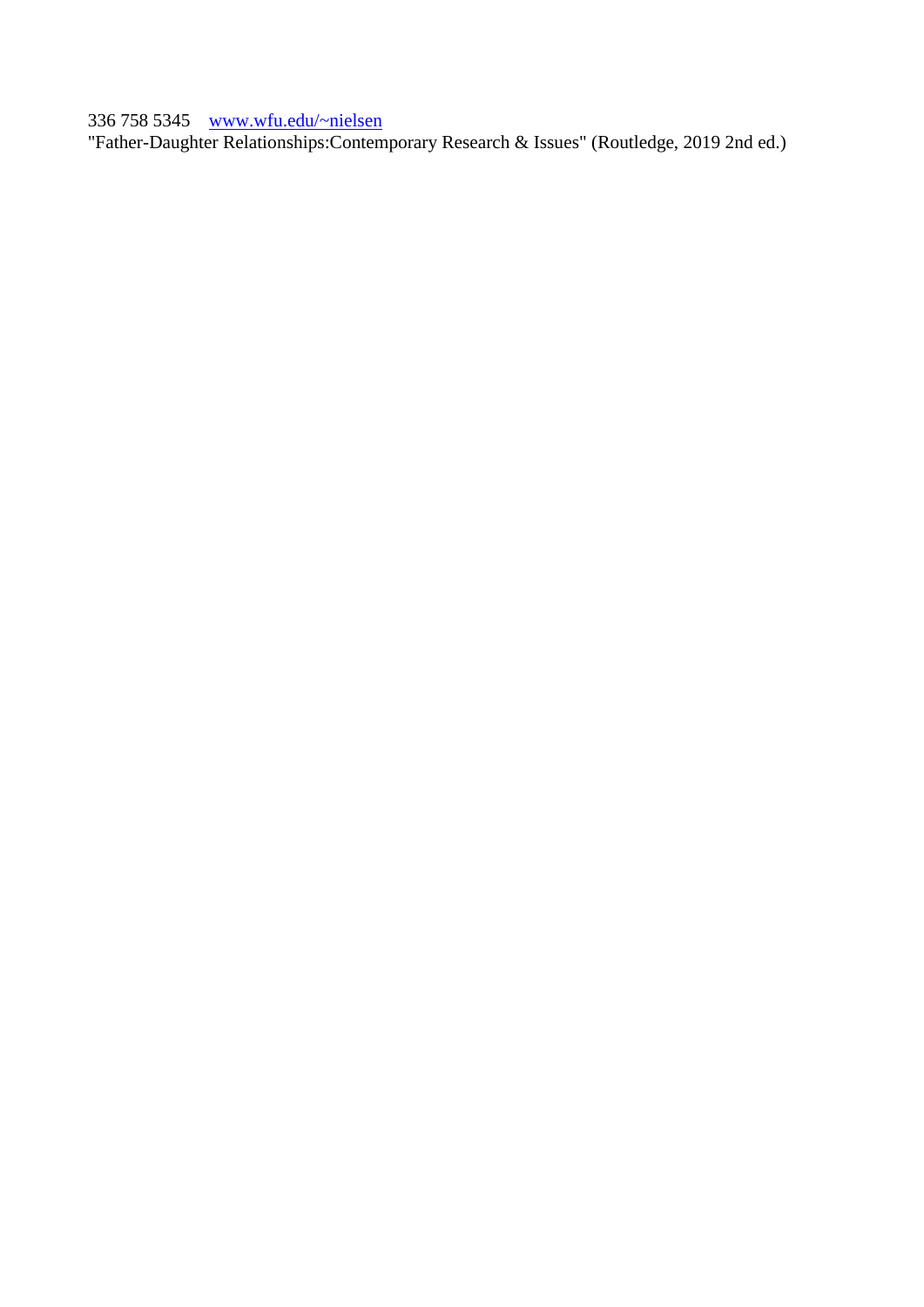336 758 5345    [www.wfu.edu/~nielsen](http://www.wfu.edu/~nielsen)

"Father-Daughter Relationships:Contemporary Research & Issues" (Routledge, 2019 2nd ed.)